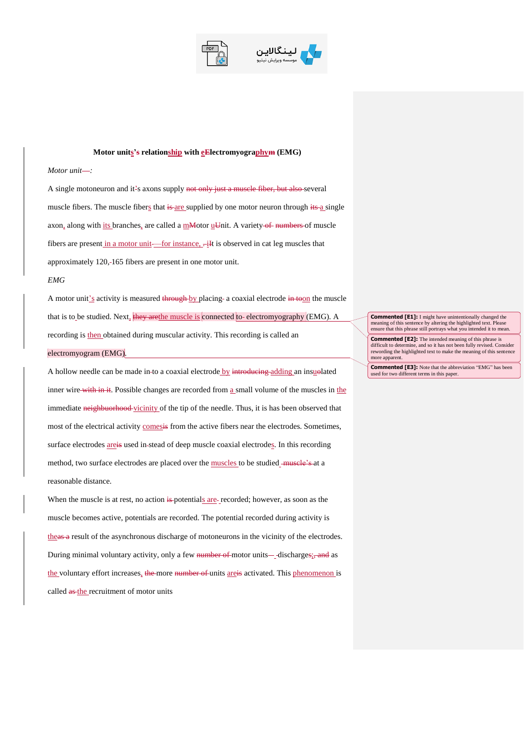**Motor units’ relationship with electromyography (EMG)**

*Motor unit:*

A single motoneuron and its axons supply several muscle fibers. The muscle fibers that are supplied by one motor neuron through a single axon, along with its branches, are called a motor unit. A variety of muscle fibers are present in a motor unit—for instance, it is observed in cat leg muscles that approximately 120–165 fibers are present in one motor unit.

*EMG*

A motor unit’s activity is measured by placing a coaxial electrode on the muscle that is to be studied. Next, the muscle is connected to electromyography (EMG). A recording is then obtained during muscular activity. This recording is called an electromyogram (EMG).

A hollow needle can be made into a coaxial electrode by adding an insulated inner wire. Possible changes are recorded from a small volume of the muscles in the immediate vicinity of the tip of the needle. Thus, it has been observed that most of the electrical activity comes from the active fibers near the electrodes. Sometimes, surface electrodes are used instead of deep muscle coaxial electrodes. In this recording method, two surface electrodes are placed over the muscles to be studied at a reasonable distance.

When the muscle is at rest, no action potentials are recorded; however, as soon as the muscle becomes active, potentials are recorded. The potential recorded during activity is the result of the asynchronous discharge of motoneurons in the vicinity of the electrodes. During minimal voluntary activity, only a few motor units discharge; as the voluntary effort increases, more units are activated. This phenomenon is called the recruitment of motor units

**Commented [E1]:** I might have unintentionally changed the meaning of this sentence by altering the highlighted text. Please ensure that this phrase still portrays what you intended it to mean.

**Commented [E2]:** The intended meaning of this phrase is difficult to determine, and so it has not been fully revised. Consider rewording the highlighted text to make the meaning of this sentence more apparent.

**Commented [E3]:** Note that the abbreviation “EMG” has been used for two different terms in this paper.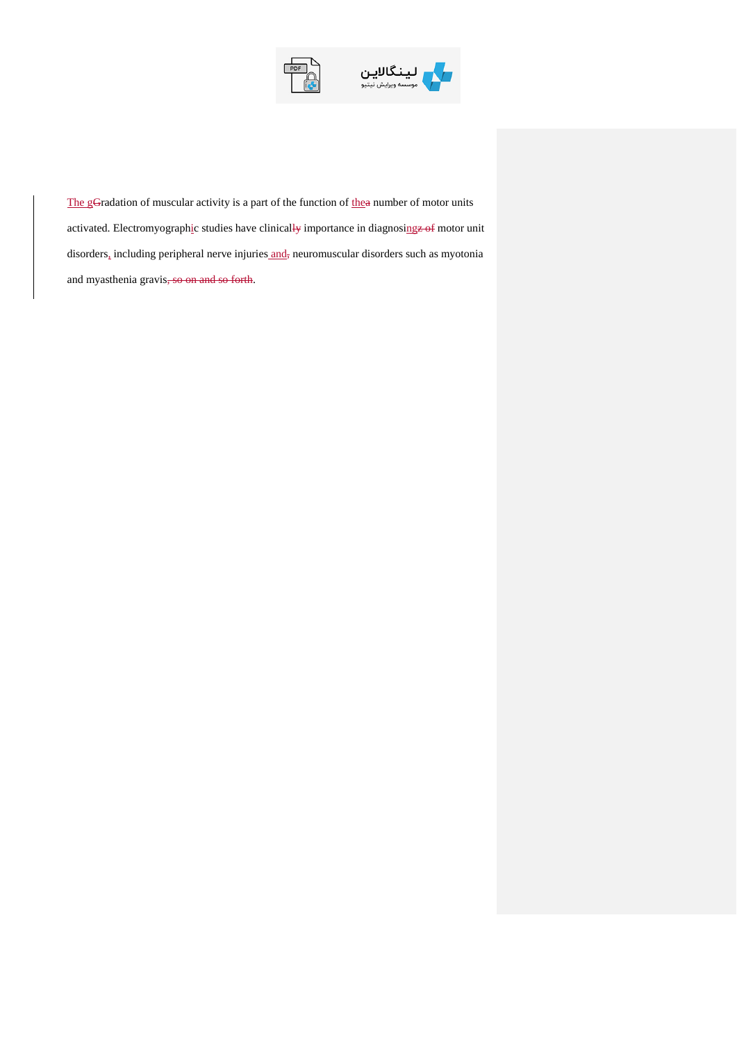The gGradation of muscular activity is a part of the function of thea number of motor units activated. Electromyographic studies have clinically importance in diagnosingz of motor unit disorders, including peripheral nerve injuries and, neuromuscular disorders such as myotonia and myasthenia gravis, so on and so forth.